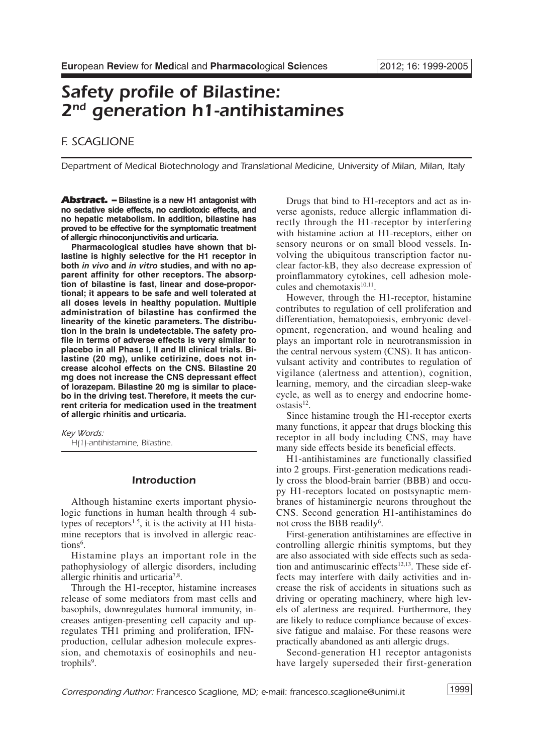# Safety profile of Bilastine: 2nd generation h1-antihistamines

F. SCAGLIONE

*Department of Medical Biotechnology and Translational Medicine, University of Milan, Milan, Italy*

**Abstract. – Bilastine is a new H1 antagonist with no sedative side effects, no cardiotoxic effects, and no hepatic metabolism. In addition, bilastine has proved to be effective for the symptomatic treatment of allergic rhinoconjunctivitis and urticaria.**

**Pharmacological studies have shown that bilastine is highly selective for the H1 receptor in both *in vivo* and *in vitro* studies, and with no apparent affinity for other receptors. The absorption of bilastine is fast, linear and dose-proportional; it appears to be safe and well tolerated at all doses levels in healthy population. Multiple administration of bilastine has confirmed the linearity of the kinetic parameters. The distribution in the brain is undetectable. The safety profile in terms of adverse effects is very similar to placebo in all Phase I, II and III clinical trials. Bilastine (20 mg), unlike cetirizine, does not increase alcohol effects on the CNS. Bilastine 20 mg does not increase the CNS depressant effect of lorazepam. Bilastine 20 mg is similar to placebo in the driving test. Therefore, it meets the current criteria for medication used in the treatment of allergic rhinitis and urticaria.**

*Key Words:*

H(1)-antihistamine, Bilastine.

## Introduction

Although histamine exerts important physiologic functions in human health through 4 subtypes of receptors[1-5], it is the activity at H1 histamine receptors that is involved in allergic reactions[6].

Histamine plays an important role in the pathophysiology of allergic disorders, including allergic rhinitis and urticaria[7,8].

Through the H1-receptor, histamine increases release of some mediators from mast cells and basophils, downregulates humoral immunity, increases antigen-presenting cell capacity and upregulates TH1 priming and proliferation, IFN-production, cellular adhesion molecule expression, and chemotaxis of eosinophils and neutrophils[9].

Drugs that bind to H1-receptors and act as inverse agonists, reduce allergic inflammation directly through the H1-receptor by interfering with histamine action at H1-receptors, either on sensory neurons or on small blood vessels. Involving the ubiquitous transcription factor nuclear factor-kB, they also decrease expression of proinflammatory cytokines, cell adhesion molecules and chemotaxis[10,11].

However, through the H1-receptor, histamine contributes to regulation of cell proliferation and differentiation, hematopoiesis, embryonic development, regeneration, and wound healing and plays an important role in neurotransmission in the central nervous system (CNS). It has anticonvulsant activity and contributes to regulation of vigilance (alertness and attention), cognition, learning, memory, and the circadian sleep-wake cycle, as well as to energy and endocrine homeostasis[12].

Since histamine trough the H1-receptor exerts many functions, it appear that drugs blocking this receptor in all body including CNS, may have many side effects beside its beneficial effects.

H1-antihistamines are functionally classified into 2 groups. First-generation medications readily cross the blood-brain barrier (BBB) and occupy H1-receptors located on postsynaptic membranes of histaminergic neurons throughout the CNS. Second generation H1-antihistamines do not cross the BBB readily[6].

First-generation antihistamines are effective in controlling allergic rhinitis symptoms, but they are also associated with side effects such as sedation and antimuscarinic effects[12,13]. These side effects may interfere with daily activities and increase the risk of accidents in situations such as driving or operating machinery, where high levels of alertness are required. Furthermore, they are likely to reduce compliance because of excessive fatigue and malaise. For these reasons were practically abandoned as anti allergic drugs.

Second-generation H1 receptor antagonists have largely superseded their first-generation

*Corresponding Author:* Francesco Scaglione, MD; e-mail: francesco.scaglione@unimi.it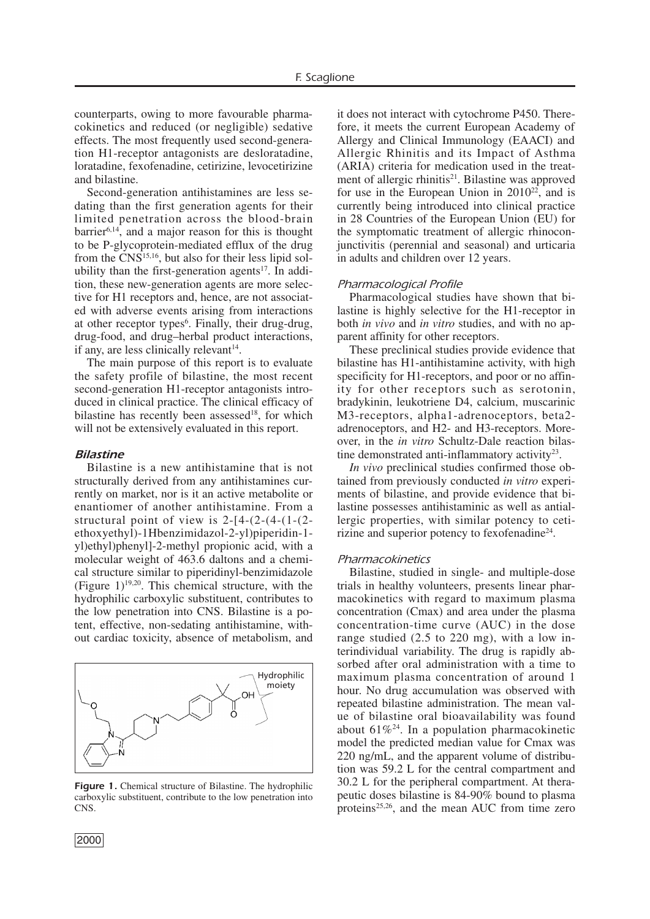counterparts, owing to more favourable pharmacokinetics and reduced (or negligible) sedative effects. The most frequently used second-generation H1-receptor antagonists are desloratadine, loratadine, fexofenadine, cetirizine, levocetirizine and bilastine.

Second-generation antihistamines are less sedating than the first generation agents for their limited penetration across the blood-brain barrier[6,14], and a major reason for this is thought to be P-glycoprotein-mediated efflux of the drug from the CNS[15,16], but also for their less lipid solubility than the first-generation agents[17]. In addition, these new-generation agents are more selective for H1 receptors and, hence, are not associated with adverse events arising from interactions at other receptor types[6]. Finally, their drug-drug, drug-food, and drug–herbal product interactions, if any, are less clinically relevant[14].

The main purpose of this report is to evaluate the safety profile of bilastine, the most recent second-generation H1-receptor antagonists introduced in clinical practice. The clinical efficacy of bilastine has recently been assessed[18], for which will not be extensively evaluated in this report.

## Bilastine

Bilastine is a new antihistamine that is not structurally derived from any antihistamines currently on market, nor is it an active metabolite or enantiomer of another antihistamine. From a structural point of view is 2-[4-(2-(4-(1-(2-ethoxyethyl)-1Hbenzimidazol-2-yl)piperidin-1-yl)ethyl)phenyl]-2-methyl propionic acid, with a molecular weight of 463.6 daltons and a chemical structure similar to piperidinyl-benzimidazole (Figure 1)[19,20]. This chemical structure, with the hydrophilic carboxylic substituent, contributes to the low penetration into CNS. Bilastine is a potent, effective, non-sedating antihistamine, without cardiac toxicity, absence of metabolism, and it does not interact with cytochrome P450. Therefore, it meets the current European Academy of Allergy and Clinical Immunology (EAACI) and Allergic Rhinitis and its Impact of Asthma (ARIA) criteria for medication used in the treatment of allergic rhinitis[21]. Bilastine was approved for use in the European Union in 2010[22], and is currently being introduced into clinical practice in 28 Countries of the European Union (EU) for the symptomatic treatment of allergic rhinoconjunctivitis (perennial and seasonal) and urticaria in adults and children over 12 years.

**Figure 1.** Chemical structure of Bilastine. The hydrophilic carboxylic substituent, contribute to the low penetration into CNS.

### Pharmacological Profile

Pharmacological studies have shown that bilastine is highly selective for the H1-receptor in both *in vivo* and *in vitro* studies, and with no apparent affinity for other receptors.

These preclinical studies provide evidence that bilastine has H1-antihistamine activity, with high specificity for H1-receptors, and poor or no affinity for other receptors such as serotonin, bradykinin, leukotriene D4, calcium, muscarinic M3-receptors, alpha1-adrenoceptors, beta2-adrenoceptors, and H2- and H3-receptors. Moreover, in the *in vitro* Schultz-Dale reaction bilastine demonstrated anti-inflammatory activity[23].

*In vivo* preclinical studies confirmed those obtained from previously conducted *in vitro* experiments of bilastine, and provide evidence that bilastine possesses antihistaminic as well as antiallergic properties, with similar potency to cetirizine and superior potency to fexofenadine[24].

### Pharmacokinetics

Bilastine, studied in single- and multiple-dose trials in healthy volunteers, presents linear pharmacokinetics with regard to maximum plasma concentration (Cmax) and area under the plasma concentration-time curve (AUC) in the dose range studied (2.5 to 220 mg), with a low interindividual variability. The drug is rapidly absorbed after oral administration with a time to maximum plasma concentration of around 1 hour. No drug accumulation was observed with repeated bilastine administration. The mean value of bilastine oral bioavailability was found about 61%[24]. In a population pharmacokinetic model the predicted median value for Cmax was 220 ng/mL, and the apparent volume of distribution was 59.2 L for the central compartment and 30.2 L for the peripheral compartment. At therapeutic doses bilastine is 84-90% bound to plasma proteins[25,26], and the mean AUC from time zero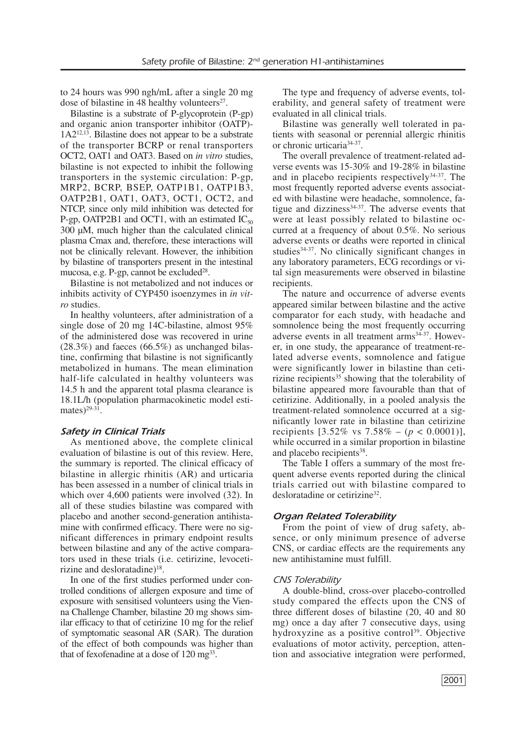to 24 hours was 990 ngh/mL after a single 20 mg dose of bilastine in 48 healthy volunteers[27].

Bilastine is a substrate of P-glycoprotein (P-gp) and organic anion transporter inhibitor (OATP)-1A2[12,13]. Bilastine does not appear to be a substrate of the transporter BCRP or renal transporters OCT2, OAT1 and OAT3. Based on *in vitro* studies, bilastine is not expected to inhibit the following transporters in the systemic circulation: P-gp, MRP2, BCRP, BSEP, OATP1B1, OATP1B3, OATP2B1, OAT1, OAT3, OCT1, OCT2, and NTCP, since only mild inhibition was detected for P-gp, OATP2B1 and OCT1, with an estimated $IC_{50}$ 300 µM, much higher than the calculated clinical plasma Cmax and, therefore, these interactions will not be clinically relevant. However, the inhibition by bilastine of transporters present in the intestinal mucosa, e.g. P-gp, cannot be excluded[28].

Bilastine is not metabolized and not induces or inhibits activity of CYP450 isoenzymes in *in vitro* studies.

In healthy volunteers, after administration of a single dose of 20 mg 14C-bilastine, almost 95% of the administered dose was recovered in urine (28.3%) and faeces (66.5%) as unchanged bilastine, confirming that bilastine is not significantly metabolized in humans. The mean elimination half-life calculated in healthy volunteers was 14.5 h and the apparent total plasma clearance is 18.1L/h (population pharmacokinetic model estimates)[29-31].

## Safety in Clinical Trials

As mentioned above, the complete clinical evaluation of bilastine is out of this review. Here, the summary is reported. The clinical efficacy of bilastine in allergic rhinitis (AR) and urticaria has been assessed in a number of clinical trials in which over 4,600 patients were involved (32). In all of these studies bilastine was compared with placebo and another second-generation antihistamine with confirmed efficacy. There were no significant differences in primary endpoint results between bilastine and any of the active comparators used in these trials (i.e. cetirizine, levocetirizine and desloratadine)[18].

In one of the first studies performed under controlled conditions of allergen exposure and time of exposure with sensitised volunteers using the Vienna Challenge Chamber, bilastine 20 mg shows similar efficacy to that of cetirizine 10 mg for the relief of symptomatic seasonal AR (SAR). The duration of the effect of both compounds was higher than that of fexofenadine at a dose of 120 mg[33].

The type and frequency of adverse events, tolerability, and general safety of treatment were evaluated in all clinical trials.

Bilastine was generally well tolerated in patients with seasonal or perennial allergic rhinitis or chronic urticaria[34-37].

The overall prevalence of treatment-related adverse events was 15-30% and 19-28% in bilastine and in placebo recipients respectively[34-37]. The most frequently reported adverse events associated with bilastine were headache, somnolence, fatigue and dizziness[34-37]. The adverse events that were at least possibly related to bilastine occurred at a frequency of about 0.5%. No serious adverse events or deaths were reported in clinical studies[34-37]. No clinically significant changes in any laboratory parameters, ECG recordings or vital sign measurements were observed in bilastine recipients.

The nature and occurrence of adverse events appeared similar between bilastine and the active comparator for each study, with headache and somnolence being the most frequently occurring adverse events in all treatment arms[34-37]. However, in one study, the appearance of treatment-related adverse events, somnolence and fatigue were significantly lower in bilastine than cetirizine recipients[35] showing that the tolerability of bilastine appeared more favourable than that of cetirizine. Additionally, in a pooled analysis the treatment-related somnolence occurred at a significantly lower rate in bilastine than cetirizine recipients [3.52% vs 7.58% – ($p < 0.0001$)], while occurred in a similar proportion in bilastine and placebo recipients[38].

The Table I offers a summary of the most frequent adverse events reported during the clinical trials carried out with bilastine compared to desloratadine or cetirizine[32].

## Organ Related Tolerability

From the point of view of drug safety, absence, or only minimum presence of adverse CNS, or cardiac effects are the requirements any new antihistamine must fulfill.

### CNS Tolerability

A double-blind, cross-over placebo-controlled study compared the effects upon the CNS of three different doses of bilastine (20, 40 and 80 mg) once a day after 7 consecutive days, using hydroxyzine as a positive control[39]. Objective evaluations of motor activity, perception, attention and associative integration were performed,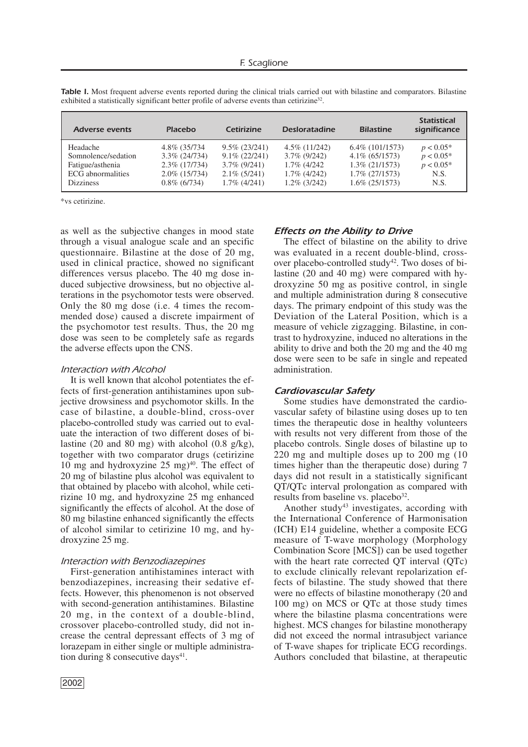**Table I.** Most frequent adverse events reported during the clinical trials carried out with bilastine and comparators. Bilastine exhibited a statistically significant better profile of adverse events than cetirizine[32].

| Adverse events | Placebo | Cetirizine | Desloratadine | Bilastine | Statistical significance |
|---|---|---|---|---|---|
| Headache | 4.8% (35/734 | 9.5% (23/241) | 4.5% (11/242) | 6.4% (101/1573) | $p < 0.05$* |
| Somnolence/sedation | 3.3% (24/734) | 9.1% (22/241) | 3.7% (9/242) | 4.1% (65/1573) | $p < 0.05$* |
| Fatigue/asthenia | 2.3% (17/734) | 3.7% (9/241) | 1.7% (4/242 | 1.3% (21/1573) | $p < 0.05$* |
| ECG abnormalities | 2.0% (15/734) | 2.1% (5/241) | 1.7% (4/242) | 1.7% (27/1573) | N.S. |
| Dizziness | 0.8% (6/734) | 1.7% (4/241) | 1.2% (3/242) | 1.6% (25/1573) | N.S. |

*vs cetirizine.

as well as the subjective changes in mood state through a visual analogue scale and an specific questionnaire. Bilastine at the dose of 20 mg, used in clinical practice, showed no significant differences versus placebo. The 40 mg dose induced subjective drowsiness, but no objective alterations in the psychomotor tests were observed. Only the 80 mg dose (i.e. 4 times the recommended dose) caused a discrete impairment of the psychomotor test results. Thus, the 20 mg dose was seen to be completely safe as regards the adverse effects upon the CNS.

#### *Interaction with Alcohol*

It is well known that alcohol potentiates the effects of first-generation antihistamines upon subjective drowsiness and psychomotor skills. In the case of bilastine, a double-blind, cross-over placebo-controlled study was carried out to evaluate the interaction of two different doses of bilastine (20 and 80 mg) with alcohol (0.8 g/kg), together with two comparator drugs (cetirizine 10 mg and hydroxyzine 25 mg)[40]. The effect of 20 mg of bilastine plus alcohol was equivalent to that obtained by placebo with alcohol, while cetirizine 10 mg, and hydroxyzine 25 mg enhanced significantly the effects of alcohol. At the dose of 80 mg bilastine enhanced significantly the effects of alcohol similar to cetirizine 10 mg, and hydroxyzine 25 mg.

#### *Interaction with Benzodiazepines*

First-generation antihistamines interact with benzodiazepines, increasing their sedative effects. However, this phenomenon is not observed with second-generation antihistamines. Bilastine 20 mg, in the context of a double-blind, crossover placebo-controlled study, did not increase the central depressant effects of 3 mg of lorazepam in either single or multiple administration during 8 consecutive days[41].

### *Effects on the Ability to Drive*

The effect of bilastine on the ability to drive was evaluated in a recent double-blind, crossover placebo-controlled study[42]. Two doses of bilastine (20 and 40 mg) were compared with hydroxyzine 50 mg as positive control, in single and multiple administration during 8 consecutive days. The primary endpoint of this study was the Deviation of the Lateral Position, which is a measure of vehicle zigzagging. Bilastine, in contrast to hydroxyzine, induced no alterations in the ability to drive and both the 20 mg and the 40 mg dose were seen to be safe in single and repeated administration.

### *Cardiovascular Safety*

Some studies have demonstrated the cardiovascular safety of bilastine using doses up to ten times the therapeutic dose in healthy volunteers with results not very different from those of the placebo controls. Single doses of bilastine up to 220 mg and multiple doses up to 200 mg (10 times higher than the therapeutic dose) during 7 days did not result in a statistically significant QT/QTc interval prolongation as compared with results from baseline vs. placebo[32].

Another study[43] investigates, according with the International Conference of Harmonisation (ICH) E14 guideline, whether a composite ECG measure of T-wave morphology (Morphology Combination Score [MCS]) can be used together with the heart rate corrected QT interval (QTc) to exclude clinically relevant repolarization effects of bilastine. The study showed that there were no effects of bilastine monotherapy (20 and 100 mg) on MCS or QTc at those study times where the bilastine plasma concentrations were highest. MCS changes for bilastine monotherapy did not exceed the normal intrasubject variance of T-wave shapes for triplicate ECG recordings. Authors concluded that bilastine, at therapeutic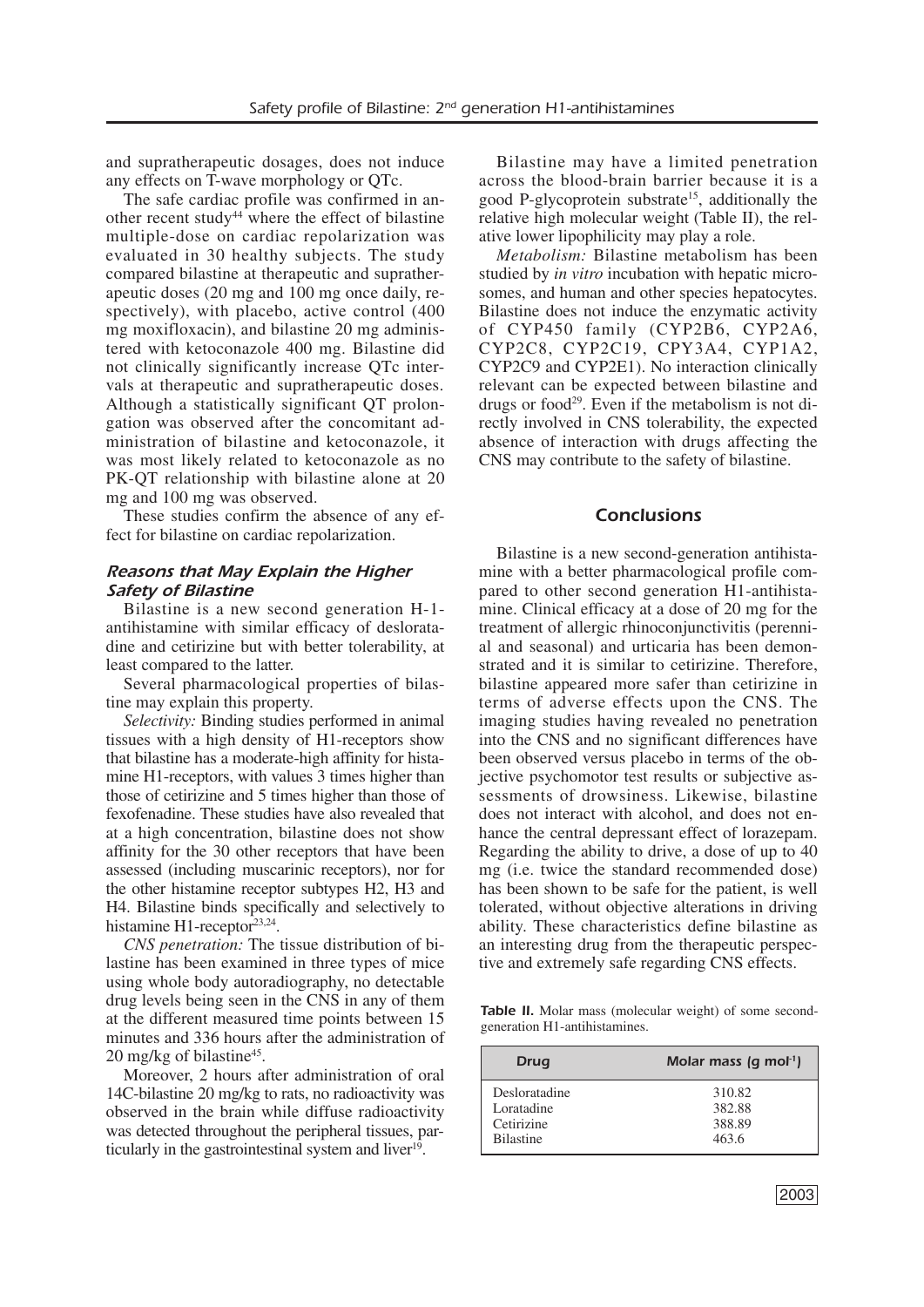and supratherapeutic dosages, does not induce any effects on T-wave morphology or QTc.

The safe cardiac profile was confirmed in another recent study[44] where the effect of bilastine multiple-dose on cardiac repolarization was evaluated in 30 healthy subjects. The study compared bilastine at therapeutic and supratherapeutic doses (20 mg and 100 mg once daily, respectively), with placebo, active control (400 mg moxifloxacin), and bilastine 20 mg administered with ketoconazole 400 mg. Bilastine did not clinically significantly increase QTc intervals at therapeutic and supratherapeutic doses. Although a statistically significant QT prolongation was observed after the concomitant administration of bilastine and ketoconazole, it was most likely related to ketoconazole as no PK-QT relationship with bilastine alone at 20 mg and 100 mg was observed.

These studies confirm the absence of any effect for bilastine on cardiac repolarization.

### *Reasons that May Explain the Higher Safety of Bilastine*

Bilastine is a new second generation H-1-antihistamine with similar efficacy of desloratadine and cetirizine but with better tolerability, at least compared to the latter.

Several pharmacological properties of bilastine may explain this property.

*Selectivity:* Binding studies performed in animal tissues with a high density of H1-receptors show that bilastine has a moderate-high affinity for histamine H1-receptors, with values 3 times higher than those of cetirizine and 5 times higher than those of fexofenadine. These studies have also revealed that at a high concentration, bilastine does not show affinity for the 30 other receptors that have been assessed (including muscarinic receptors), nor for the other histamine receptor subtypes H2, H3 and H4. Bilastine binds specifically and selectively to histamine H1-receptor[23,24].

*CNS penetration:* The tissue distribution of bilastine has been examined in three types of mice using whole body autoradiography, no detectable drug levels being seen in the CNS in any of them at the different measured time points between 15 minutes and 336 hours after the administration of 20 mg/kg of bilastine[45].

Moreover, 2 hours after administration of oral 14C-bilastine 20 mg/kg to rats, no radioactivity was observed in the brain while diffuse radioactivity was detected throughout the peripheral tissues, particularly in the gastrointestinal system and liver[19].

Bilastine may have a limited penetration across the blood-brain barrier because it is a good P-glycoprotein substrate[15], additionally the relative high molecular weight (Table II), the relative lower lipophilicity may play a role.

*Metabolism:* Bilastine metabolism has been studied by *in vitro* incubation with hepatic microsomes, and human and other species hepatocytes. Bilastine does not induce the enzymatic activity of CYP450 family (CYP2B6, CYP2A6, CYP2C8, CYP2C19, CPY3A4, CYP1A2, CYP2C9 and CYP2E1). No interaction clinically relevant can be expected between bilastine and drugs or food[29]. Even if the metabolism is not directly involved in CNS tolerability, the expected absence of interaction with drugs affecting the CNS may contribute to the safety of bilastine.

## Conclusions

Bilastine is a new second-generation antihistamine with a better pharmacological profile compared to other second generation H1-antihistamine. Clinical efficacy at a dose of 20 mg for the treatment of allergic rhinoconjunctivitis (perennial and seasonal) and urticaria has been demonstrated and it is similar to cetirizine. Therefore, bilastine appeared more safer than cetirizine in terms of adverse effects upon the CNS. The imaging studies having revealed no penetration into the CNS and no significant differences have been observed versus placebo in terms of the objective psychomotor test results or subjective assessments of drowsiness. Likewise, bilastine does not interact with alcohol, and does not enhance the central depressant effect of lorazepam. Regarding the ability to drive, a dose of up to 40 mg (i.e. twice the standard recommended dose) has been shown to be safe for the patient, is well tolerated, without objective alterations in driving ability. These characteristics define bilastine as an interesting drug from the therapeutic perspective and extremely safe regarding CNS effects.

**Table II.** Molar mass (molecular weight) of some second-generation H1-antihistamines.

| Drug | Molar mass (g mol$^{-1}$) |
|---|---|
| Desloratadine | 310.82 |
| Loratadine | 382.88 |
| Cetirizine | 388.89 |
| Bilastine | 463.6 |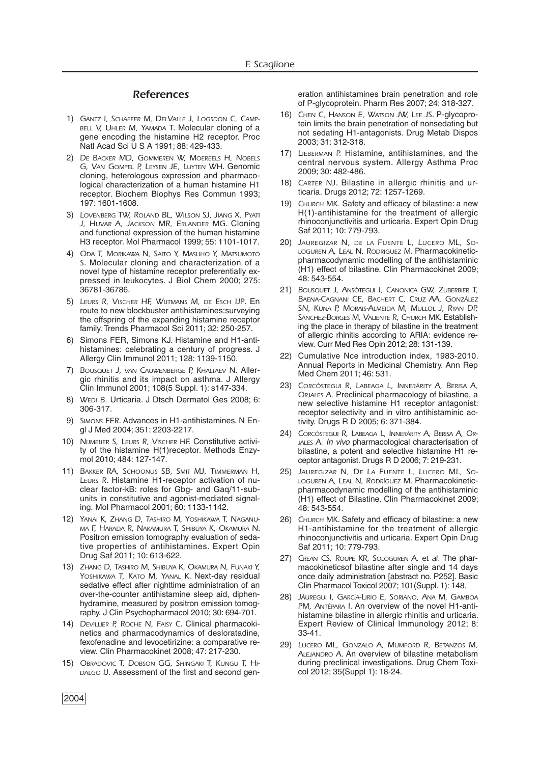## References

1) Gantz I, Schaffer M, DelValle J, Logsdon C, Campbell V, Uhler M, Yamada T. Molecular cloning of a gene encoding the histamine H2 receptor. Proc Natl Acad Sci U S A 1991; 88: 429-433.
2) De Backer MD, Gommeren W, Moereels H, Nobels G, Van Gompel P, Leysen JE, Luyten WH. Genomic cloning, heterologous expression and pharmacological characterization of a human histamine H1 receptor. Biochem Biophys Res Commun 1993; 197: 1601-1608.
3) Lovenberg TW, Roland BL, Wilson SJ, Jiang X, Pyati J, Huvar A, Jackson MR, Erlander MG. Cloning and functional expression of the human histamine H3 receptor. Mol Pharmacol 1999; 55: 1101-1017.
4) Oda T, Morikawa N, Saito Y, Masuho Y, Matsumoto S. Molecular cloning and characterization of a novel type of histamine receptor preferentially expressed in leukocytes. J Biol Chem 2000; 275: 36781-36786.
5) Leurs R, Vischer HF, Wijtmans M, de Esch IJP. En route to new blockbuster antihistamines:surveying the offspring of the expanding histamine receptor family. Trends Pharmacol Sci 2011; 32: 250-257.
6) Simons FER, Simons KJ. Histamine and H1-antihistamines: celebrating a century of progress. J Allergy Clin Immunol 2011; 128: 1139-1150.
7) Bousquet J, van Cauwenberge P, Khaltaev N. Allergic rhinitis and its impact on asthma. J Allergy Clin Immunol 2001; 108(5 Suppl. 1): s147-334.
8) Wedi B. Urticaria. J Dtsch Dermatol Ges 2008; 6: 306-317.
9) Simons FER. Advances in H1-antihistamines. N Engl J Med 2004; 351: 2203-2217.
10) Nijmeijer S, Leurs R, Vischer HF. Constitutive activity of the histamine H(1)receptor. Methods Enzymol 2010; 484: 127-147.
11) Bakker RA, Schoonus SB, Smit MJ, Timmerman H, Leurs R. Histamine H1-receptor activation of nuclear factor-kB: roles for Gbg- and Gaq/11-subunits in constitutive and agonist-mediated signaling. Mol Pharmacol 2001; 60: 1133-1142.
12) Yanai K, Zhang D, Tashiro M, Yoshikawa T, Naganuma F, Harada R, Nakamura T, Shibuya K, Okamura N. Positron emission tomography evaluation of sedative properties of antihistamines. Expert Opin Drug Saf 2011; 10: 613-622.
13) Zhang D, Tashiro M, Shibuya K, Okamura N, Funaki Y, Yoshikawa T, Kato M, Yanal K. Next-day residual sedative effect after nighttime administration of an over-the-counter antihistamine sleep aid, diphenhydramine, measured by positron emission tomography. J Clin Psychopharmacol 2010; 30: 694-701.
14) Devillier P, Roche N, Faisy C. Clinical pharmacokinetics and pharmacodynamics of desloratadine, fexofenadine and levocetirizine: a comparative review. Clin Pharmacokinet 2008; 47: 217-230.
15) Obradovic T, Dobson GG, Shingaki T, Kungu T, Hidalgo IJ. Assessment of the first and second generation antihistamines brain penetration and role of P-glycoprotein. Pharm Res 2007; 24: 318-327.
16) Chen C, Hanson E, Watson JW, Lee JS. P-glycoprotein limits the brain penetration of nonsedating but not sedating H1-antagonists. Drug Metab Dispos 2003; 31: 312-318.
17) Lieberman P. Histamine, antihistamines, and the central nervous system. Allergy Asthma Proc 2009; 30: 482-486.
18) Carter NJ. Bilastine in allergic rhinitis and urticaria. Drugs 2012; 72: 1257-1269.
19) Church MK. Safety and efficacy of bilastine: a new H(1)-antihistamine for the treatment of allergic rhinoconjunctivitis and urticaria. Expert Opin Drug Saf 2011; 10: 779-793.
20) Jauregizar N, de la Fuente L, Lucero ML, Sologuren A, Leal N, Rodriguez M. Pharmacokinetic-pharmacodynamic modelling of the antihistaminic (H1) effect of bilastine. Clin Pharmacokinet 2009; 48: 543-554.
21) Bousquet J, Ansótegui I, Canonica GW, Zuberbier T, Baena-Cagnani CE, Bachert C, Cruz AA, González SN, Kuna P, Morais-Almeida M, Mullol J, Ryan DP, Sánchez-Borges M, Valiente R, Church MK. Establishing the place in therapy of bilastine in the treatment of allergic rhinitis according to ARIA: evidence review. Curr Med Res Opin 2012; 28: 131-139.
22) Cumulative Nce introduction index, 1983-2010. Annual Reports in Medicinal Chemistry. Ann Rep Med Chem 2011; 46: 531.
23) Corcóstegui R, Labeaga L, Innerárity A, Berisa A, Orjales A. Preclinical pharmacology of bilastine, a new selective histamine H1 receptor antagonist: receptor selectivity and in vitro antihistaminic activity. Drugs R D 2005; 6: 371-384.
24) Corcóstegui R, Labeaga L, Innerárity A, Berisa A, Orjales A. *In vivo* pharmacological characterisation of bilastine, a potent and selective histamine H1 receptor antagonist. Drugs R D 2006; 7: 219-231.
25) Jauregizar N, De La Fuente L, Lucero ML, Sologuren A, Leal N, Rodríguez M. Pharmacokinetic-pharmacodynamic modelling of the antihistaminic (H1) effect of Bilastine. Clin Pharmacokinet 2009; 48: 543-554.
26) Church MK. Safety and efficacy of bilastine: a new H1-antihistamine for the treatment of allergic rhinoconjunctivitis and urticaria. Expert Opin Drug Saf 2011; 10: 779-793.
27) Crean CS, Roupe KR, Sologuren A, et al. The pharmacokineticsof bilastine after single and 14 days once daily administration [abstract no. P252]. Basic Clin Pharmacol Toxicol 2007; 101(Suppl. 1): 148.
28) Jáuregui I, García-Lirio E, Soriano, Ana M, Gamboa PM, Antépara I. An overview of the novel H1-antihistamine bilastine in allergic rhinitis and urticaria. Expert Review of Clinical Immunology 2012; 8: 33-41.
29) Lucero ML, Gonzalo A, Mumford R, Betanzos M, Alejandro A. An overview of bilastine metabolism during preclinical investigations. Drug Chem Toxicol 2012; 35(Suppl 1): 18-24.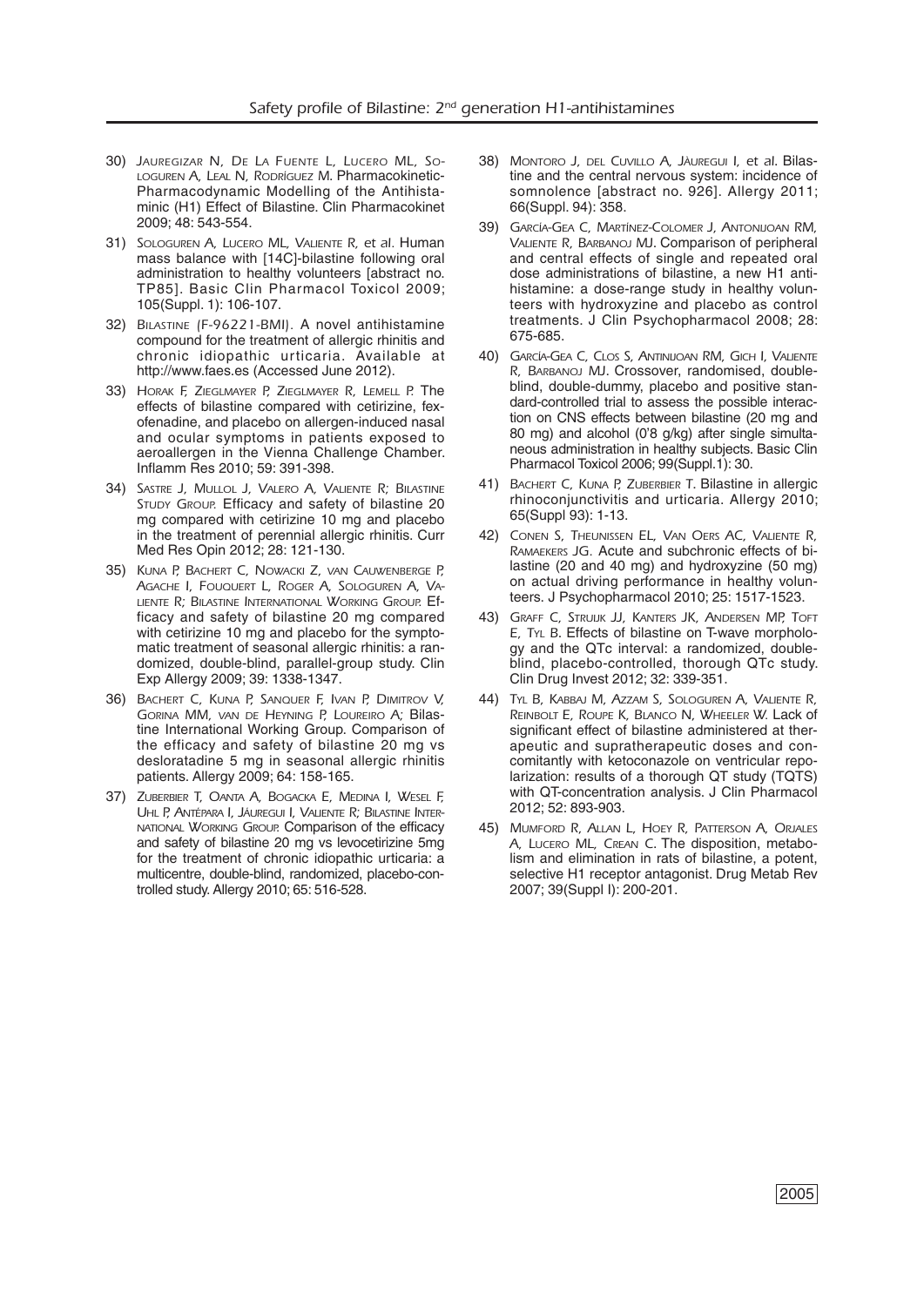30) Jauregizar N, De La Fuente L, Lucero ML, Sologuren A, Leal N, Rodríguez M. Pharmacokinetic-Pharmacodynamic Modelling of the Antihistaminic (H1) Effect of Bilastine. Clin Pharmacokinet 2009; 48: 543-554.

31) Sologuren A, Lucero ML, Valiente R, et al. Human mass balance with [14C]-bilastine following oral administration to healthy volunteers [abstract no. TP85]. Basic Clin Pharmacol Toxicol 2009; 105(Suppl. 1): 106-107.

32) Bilastine (F-96221-BMI). A novel antihistamine compound for the treatment of allergic rhinitis and chronic idiopathic urticaria. Available at http://www.faes.es (Accessed June 2012).

33) Horak F, Zieglmayer P, Zieglmayer R, Lemell P. The effects of bilastine compared with cetirizine, fexofenadine, and placebo on allergen-induced nasal and ocular symptoms in patients exposed to aeroallergen in the Vienna Challenge Chamber. Inflamm Res 2010; 59: 391-398.

34) Sastre J, Mullol J, Valero A, Valiente R; Bilastine Study Group. Efficacy and safety of bilastine 20 mg compared with cetirizine 10 mg and placebo in the treatment of perennial allergic rhinitis. Curr Med Res Opin 2012; 28: 121-130.

35) Kuna P, Bachert C, Nowacki Z, van Cauwenberge P, Agache I, Fouquert L, Roger A, Sologuren A, Valiente R; Bilastine International Working Group. Efficacy and safety of bilastine 20 mg compared with cetirizine 10 mg and placebo for the symptomatic treatment of seasonal allergic rhinitis: a randomized, double-blind, parallel-group study. Clin Exp Allergy 2009; 39: 1338-1347.

36) Bachert C, Kuna P, Sanquer F, Ivan P, Dimitrov V, Gorina MM, van de Heyning P, Loureiro A; Bilastine International Working Group. Comparison of the efficacy and safety of bilastine 20 mg vs desloratadine 5 mg in seasonal allergic rhinitis patients. Allergy 2009; 64: 158-165.

37) Zuberbier T, Oanta A, Bogacka E, Medina I, Wesel F, Uhl P, Antépara I, Jáuregui I, Valiente R; Bilastine International Working Group. Comparison of the efficacy and safety of bilastine 20 mg vs levocetirizine 5mg for the treatment of chronic idiopathic urticaria: a multicentre, double-blind, randomized, placebo-controlled study. Allergy 2010; 65: 516-528.

38) Montoro J, del Cuvillo A, Jáuregui I, et al. Bilastine and the central nervous system: incidence of somnolence [abstract no. 926]. Allergy 2011; 66(Suppl. 94): 358.

39) García-Gea C, Martínez-Colomer J, Antonijoan RM, Valiente R, Barbanoj MJ. Comparison of peripheral and central effects of single and repeated oral dose administrations of bilastine, a new H1 antihistamine: a dose-range study in healthy volunteers with hydroxyzine and placebo as control treatments. J Clin Psychopharmacol 2008; 28: 675-685.

40) García-Gea C, Clos S, Antinijoan RM, Gich I, Valiente R, Barbanoj MJ. Crossover, randomised, double-blind, double-dummy, placebo and positive standard-controlled trial to assess the possible interaction on CNS effects between bilastine (20 mg and 80 mg) and alcohol (0'8 g/kg) after single simultaneous administration in healthy subjects. Basic Clin Pharmacol Toxicol 2006; 99(Suppl.1): 30.

41) Bachert C, Kuna P, Zuberbier T. Bilastine in allergic rhinoconjunctivitis and urticaria. Allergy 2010; 65(Suppl 93): 1-13.

42) Conen S, Theunissen EL, Van Oers AC, Valiente R, Ramaekers JG. Acute and subchronic effects of bilastine (20 and 40 mg) and hydroxyzine (50 mg) on actual driving performance in healthy volunteers. J Psychopharmacol 2010; 25: 1517-1523.

43) Graff C, Struijk JJ, Kanters JK, Andersen MP, Toft E, Tyl B. Effects of bilastine on T-wave morphology and the QTc interval: a randomized, double-blind, placebo-controlled, thorough QTc study. Clin Drug Invest 2012; 32: 339-351.

44) Tyl B, Kabbaj M, Azzam S, Sologuren A, Valiente R, Reinbolt E, Roupe K, Blanco N, Wheeler W. Lack of significant effect of bilastine administered at therapeutic and supratherapeutic doses and concomitantly with ketoconazole on ventricular repolarization: results of a thorough QT study (TQTS) with QT-concentration analysis. J Clin Pharmacol 2012; 52: 893-903.

45) Mumford R, Allan L, Hoey R, Patterson A, Orjales A, Lucero ML, Crean C. The disposition, metabolism and elimination in rats of bilastine, a potent, selective H1 receptor antagonist. Drug Metab Rev 2007; 39(Suppl I): 200-201.